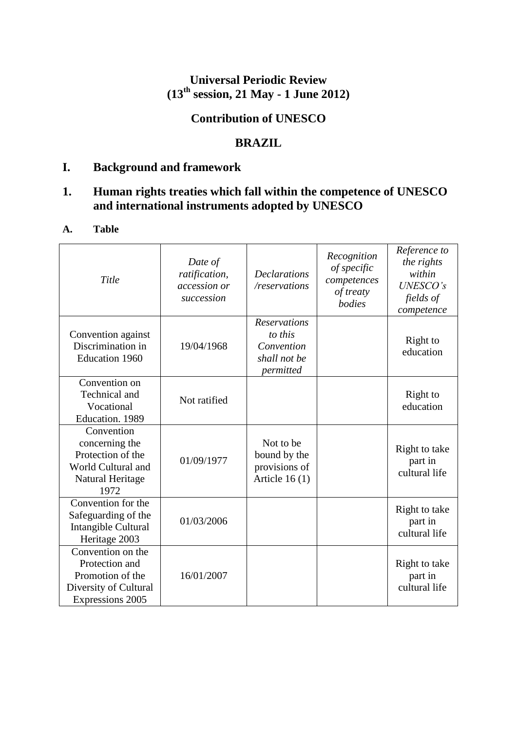# Universal Periodic Review
# (13th session, 21 May - 1 June 2012)

## Contribution of UNESCO

## BRAZIL

## I. Background and framework

## 1. Human rights treaties which fall within the competence of UNESCO and international instruments adopted by UNESCO

### A. Table

| *Title* | *Date of ratification, accession or succession* | *Declarations /reservations* | *Recognition of specific competences of treaty bodies* | *Reference to the rights within UNESCO's fields of competence* |
|---|---|---|---|---|
| Convention against Discrimination in Education 1960 | 19/04/1968 | *Reservations to this Convention shall not be permitted* | | Right to education |
| Convention on Technical and Vocational Education. 1989 | Not ratified | | | Right to education |
| Convention concerning the Protection of the World Cultural and Natural Heritage 1972 | 01/09/1977 | Not to be bound by the provisions of Article 16 (1) | | Right to take part in cultural life |
| Convention for the Safeguarding of the Intangible Cultural Heritage 2003 | 01/03/2006 | | | Right to take part in cultural life |
| Convention on the Protection and Promotion of the Diversity of Cultural Expressions 2005 | 16/01/2007 | | | Right to take part in cultural life |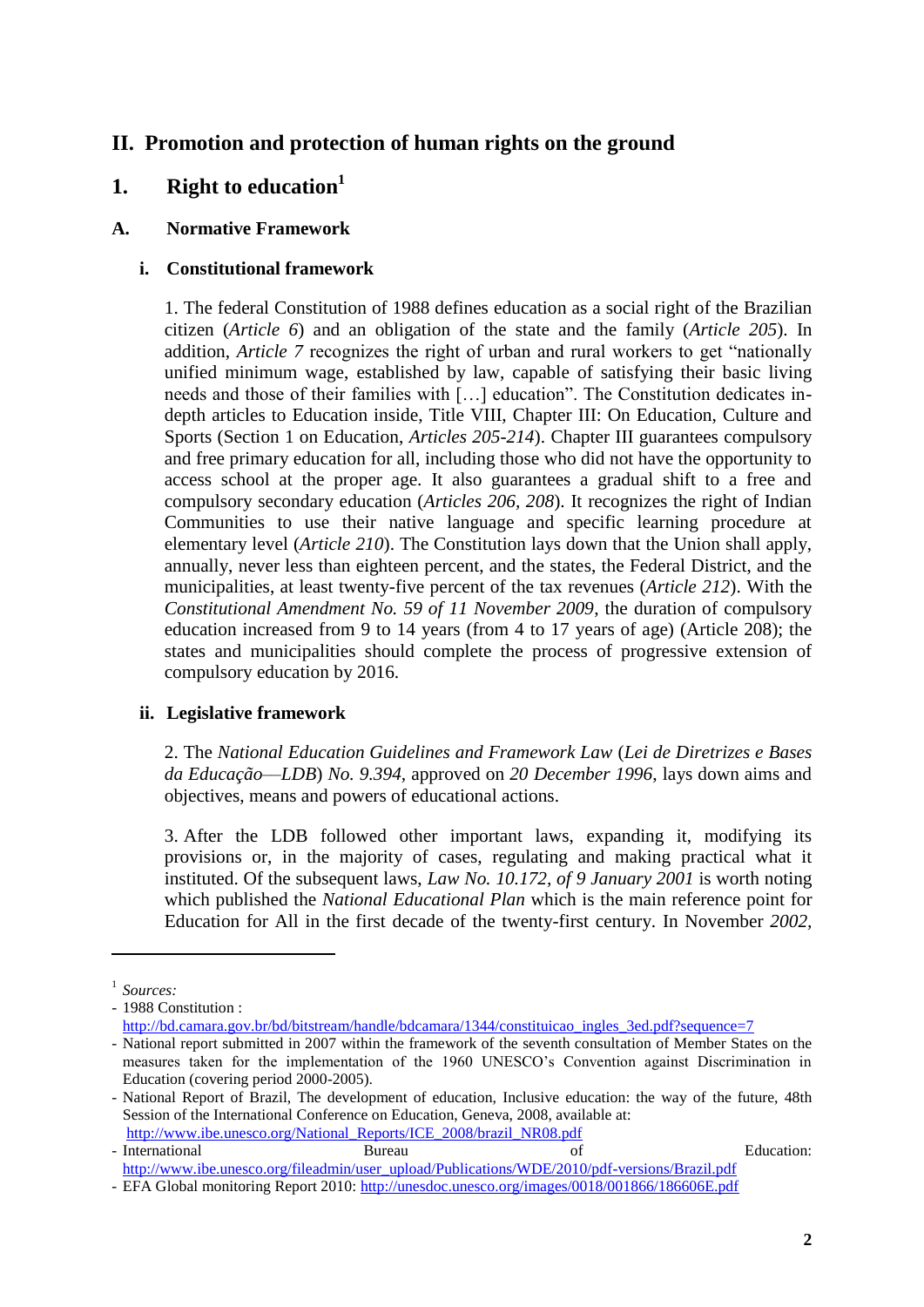## II. Promotion and protection of human rights on the ground

## 1. Right to education[1]

### A. Normative Framework

#### i. Constitutional framework

1. The federal Constitution of 1988 defines education as a social right of the Brazilian citizen (*Article 6*) and an obligation of the state and the family (*Article 205*). In addition, *Article 7* recognizes the right of urban and rural workers to get "nationally unified minimum wage, established by law, capable of satisfying their basic living needs and those of their families with […] education". The Constitution dedicates in-depth articles to Education inside, Title VIII, Chapter III: On Education, Culture and Sports (Section 1 on Education, *Articles 205-214*). Chapter III guarantees compulsory and free primary education for all, including those who did not have the opportunity to access school at the proper age. It also guarantees a gradual shift to a free and compulsory secondary education (*Articles 206, 208*). It recognizes the right of Indian Communities to use their native language and specific learning procedure at elementary level (*Article 210*). The Constitution lays down that the Union shall apply, annually, never less than eighteen percent, and the states, the Federal District, and the municipalities, at least twenty-five percent of the tax revenues (*Article 212*). With the *Constitutional Amendment No. 59 of 11 November 2009*, the duration of compulsory education increased from 9 to 14 years (from 4 to 17 years of age) (Article 208); the states and municipalities should complete the process of progressive extension of compulsory education by 2016.

#### ii. Legislative framework

2. The *National Education Guidelines and Framework Law* (*Lei de Diretrizes e Bases da Educação*—*LDB*) *No. 9.394*, approved on *20 December 1996*, lays down aims and objectives, means and powers of educational actions.

3. After the LDB followed other important laws, expanding it, modifying its provisions or, in the majority of cases, regulating and making practical what it instituted. Of the subsequent laws, *Law No. 10.172, of 9 January 2001* is worth noting which published the *National Educational Plan* which is the main reference point for Education for All in the first decade of the twenty-first century. In November *2002,*

---

[1] *Sources:*
- 1988 Constitution : http://bd.camara.gov.br/bd/bitstream/handle/bdcamara/1344/constituicao_ingles_3ed.pdf?sequence=7
- National report submitted in 2007 within the framework of the seventh consultation of Member States on the measures taken for the implementation of the 1960 UNESCO's Convention against Discrimination in Education (covering period 2000-2005).
- National Report of Brazil, The development of education, Inclusive education: the way of the future, 48th Session of the International Conference on Education, Geneva, 2008, available at: http://www.ibe.unesco.org/National_Reports/ICE_2008/brazil_NR08.pdf
- International Bureau of Education: http://www.ibe.unesco.org/fileadmin/user_upload/Publications/WDE/2010/pdf-versions/Brazil.pdf
- EFA Global monitoring Report 2010: http://unesdoc.unesco.org/images/0018/001866/186606E.pdf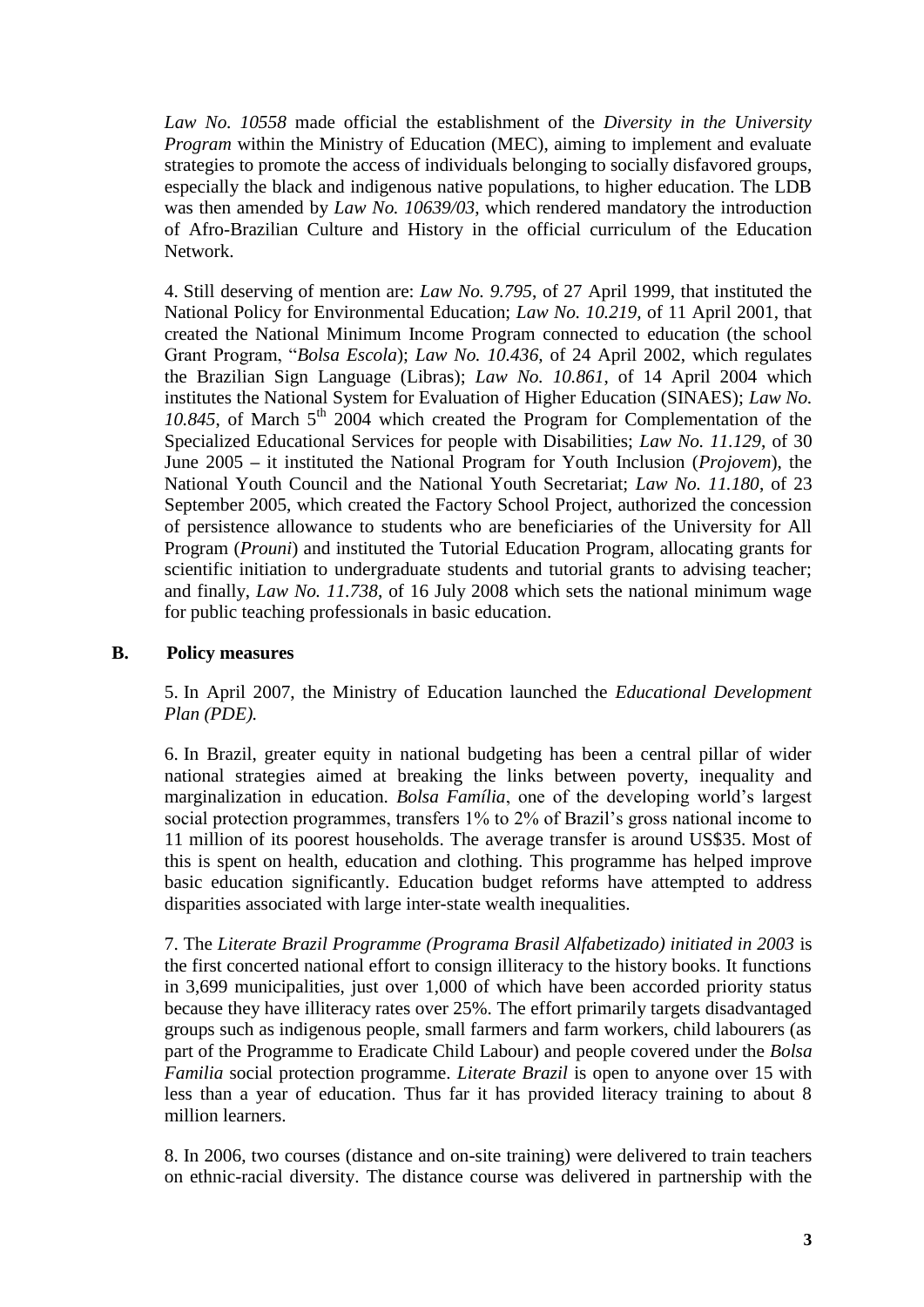*Law No. 10558* made official the establishment of the *Diversity in the University Program* within the Ministry of Education (MEC), aiming to implement and evaluate strategies to promote the access of individuals belonging to socially disfavored groups, especially the black and indigenous native populations, to higher education. The LDB was then amended by *Law No. 10639/03*, which rendered mandatory the introduction of Afro-Brazilian Culture and History in the official curriculum of the Education Network.

4. Still deserving of mention are: *Law No. 9.795*, of 27 April 1999, that instituted the National Policy for Environmental Education; *Law No. 10.219*, of 11 April 2001, that created the National Minimum Income Program connected to education (the school Grant Program, "*Bolsa Escola*); *Law No. 10.436*, of 24 April 2002, which regulates the Brazilian Sign Language (Libras); *Law No. 10.861*, of 14 April 2004 which institutes the National System for Evaluation of Higher Education (SINAES); *Law No. 10.845*, of March 5th 2004 which created the Program for Complementation of the Specialized Educational Services for people with Disabilities; *Law No. 11.129*, of 30 June 2005 – it instituted the National Program for Youth Inclusion (*Projovem*), the National Youth Council and the National Youth Secretariat; *Law No. 11.180*, of 23 September 2005, which created the Factory School Project, authorized the concession of persistence allowance to students who are beneficiaries of the University for All Program (*Prouni*) and instituted the Tutorial Education Program, allocating grants for scientific initiation to undergraduate students and tutorial grants to advising teacher; and finally, *Law No. 11.738*, of 16 July 2008 which sets the national minimum wage for public teaching professionals in basic education.

## B. Policy measures

5. In April 2007, the Ministry of Education launched the *Educational Development Plan (PDE).*

6. In Brazil, greater equity in national budgeting has been a central pillar of wider national strategies aimed at breaking the links between poverty, inequality and marginalization in education. *Bolsa Família*, one of the developing world's largest social protection programmes, transfers 1% to 2% of Brazil's gross national income to 11 million of its poorest households. The average transfer is around US$35. Most of this is spent on health, education and clothing. This programme has helped improve basic education significantly. Education budget reforms have attempted to address disparities associated with large inter-state wealth inequalities.

7. The *Literate Brazil Programme (Programa Brasil Alfabetizado) initiated in 2003* is the first concerted national effort to consign illiteracy to the history books. It functions in 3,699 municipalities, just over 1,000 of which have been accorded priority status because they have illiteracy rates over 25%. The effort primarily targets disadvantaged groups such as indigenous people, small farmers and farm workers, child labourers (as part of the Programme to Eradicate Child Labour) and people covered under the *Bolsa Familia* social protection programme. *Literate Brazil* is open to anyone over 15 with less than a year of education. Thus far it has provided literacy training to about 8 million learners.

8. In 2006, two courses (distance and on-site training) were delivered to train teachers on ethnic-racial diversity. The distance course was delivered in partnership with the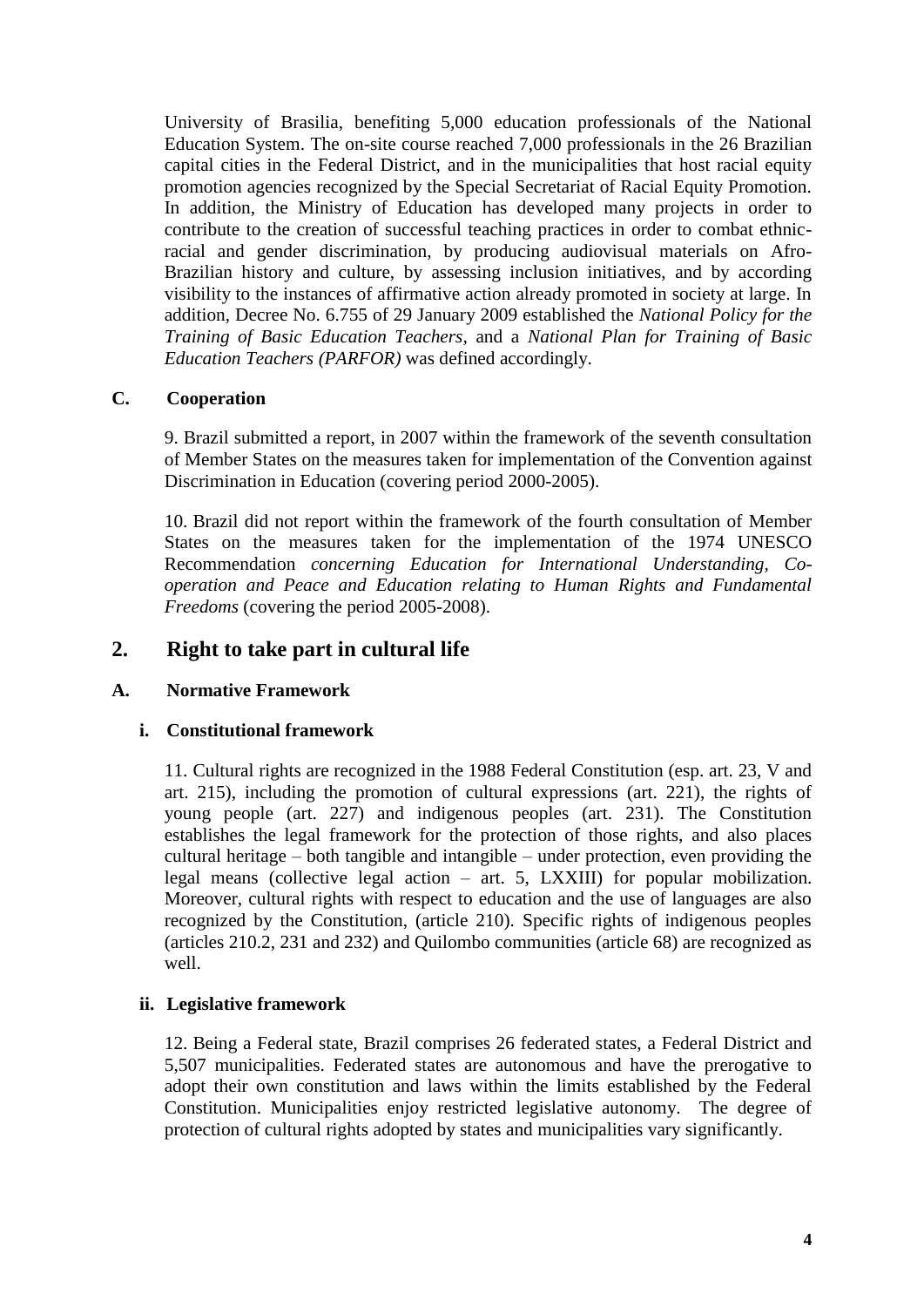University of Brasilia, benefiting 5,000 education professionals of the National Education System. The on-site course reached 7,000 professionals in the 26 Brazilian capital cities in the Federal District, and in the municipalities that host racial equity promotion agencies recognized by the Special Secretariat of Racial Equity Promotion. In addition, the Ministry of Education has developed many projects in order to contribute to the creation of successful teaching practices in order to combat ethnic-racial and gender discrimination, by producing audiovisual materials on Afro-Brazilian history and culture, by assessing inclusion initiatives, and by according visibility to the instances of affirmative action already promoted in society at large. In addition, Decree No. 6.755 of 29 January 2009 established the *National Policy for the Training of Basic Education Teachers*, and a *National Plan for Training of Basic Education Teachers (PARFOR)* was defined accordingly.

### C. Cooperation

9. Brazil submitted a report, in 2007 within the framework of the seventh consultation of Member States on the measures taken for implementation of the Convention against Discrimination in Education (covering period 2000-2005).

10. Brazil did not report within the framework of the fourth consultation of Member States on the measures taken for the implementation of the 1974 UNESCO Recommendation *concerning Education for International Understanding, Co-operation and Peace and Education relating to Human Rights and Fundamental Freedoms* (covering the period 2005-2008).

## 2. Right to take part in cultural life

### A. Normative Framework

#### i. Constitutional framework

11. Cultural rights are recognized in the 1988 Federal Constitution (esp. art. 23, V and art. 215), including the promotion of cultural expressions (art. 221), the rights of young people (art. 227) and indigenous peoples (art. 231). The Constitution establishes the legal framework for the protection of those rights, and also places cultural heritage – both tangible and intangible – under protection, even providing the legal means (collective legal action – art. 5, LXXIII) for popular mobilization. Moreover, cultural rights with respect to education and the use of languages are also recognized by the Constitution, (article 210). Specific rights of indigenous peoples (articles 210.2, 231 and 232) and Quilombo communities (article 68) are recognized as well.

#### ii. Legislative framework

12. Being a Federal state, Brazil comprises 26 federated states, a Federal District and 5,507 municipalities. Federated states are autonomous and have the prerogative to adopt their own constitution and laws within the limits established by the Federal Constitution. Municipalities enjoy restricted legislative autonomy. The degree of protection of cultural rights adopted by states and municipalities vary significantly.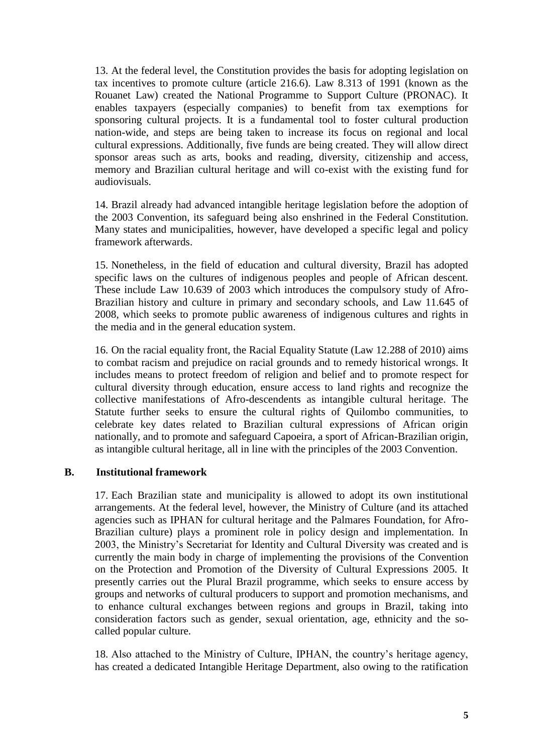13. At the federal level, the Constitution provides the basis for adopting legislation on tax incentives to promote culture (article 216.6). Law 8.313 of 1991 (known as the Rouanet Law) created the National Programme to Support Culture (PRONAC). It enables taxpayers (especially companies) to benefit from tax exemptions for sponsoring cultural projects. It is a fundamental tool to foster cultural production nation-wide, and steps are being taken to increase its focus on regional and local cultural expressions. Additionally, five funds are being created. They will allow direct sponsor areas such as arts, books and reading, diversity, citizenship and access, memory and Brazilian cultural heritage and will co-exist with the existing fund for audiovisuals.

14. Brazil already had advanced intangible heritage legislation before the adoption of the 2003 Convention, its safeguard being also enshrined in the Federal Constitution. Many states and municipalities, however, have developed a specific legal and policy framework afterwards.

15. Nonetheless, in the field of education and cultural diversity, Brazil has adopted specific laws on the cultures of indigenous peoples and people of African descent. These include Law 10.639 of 2003 which introduces the compulsory study of Afro-Brazilian history and culture in primary and secondary schools, and Law 11.645 of 2008, which seeks to promote public awareness of indigenous cultures and rights in the media and in the general education system.

16. On the racial equality front, the Racial Equality Statute (Law 12.288 of 2010) aims to combat racism and prejudice on racial grounds and to remedy historical wrongs. It includes means to protect freedom of religion and belief and to promote respect for cultural diversity through education, ensure access to land rights and recognize the collective manifestations of Afro-descendents as intangible cultural heritage. The Statute further seeks to ensure the cultural rights of Quilombo communities, to celebrate key dates related to Brazilian cultural expressions of African origin nationally, and to promote and safeguard Capoeira, a sport of African-Brazilian origin, as intangible cultural heritage, all in line with the principles of the 2003 Convention.

## B. Institutional framework

17. Each Brazilian state and municipality is allowed to adopt its own institutional arrangements. At the federal level, however, the Ministry of Culture (and its attached agencies such as IPHAN for cultural heritage and the Palmares Foundation, for Afro-Brazilian culture) plays a prominent role in policy design and implementation. In 2003, the Ministry's Secretariat for Identity and Cultural Diversity was created and is currently the main body in charge of implementing the provisions of the Convention on the Protection and Promotion of the Diversity of Cultural Expressions 2005. It presently carries out the Plural Brazil programme, which seeks to ensure access by groups and networks of cultural producers to support and promotion mechanisms, and to enhance cultural exchanges between regions and groups in Brazil, taking into consideration factors such as gender, sexual orientation, age, ethnicity and the so-called popular culture.

18. Also attached to the Ministry of Culture, IPHAN, the country's heritage agency, has created a dedicated Intangible Heritage Department, also owing to the ratification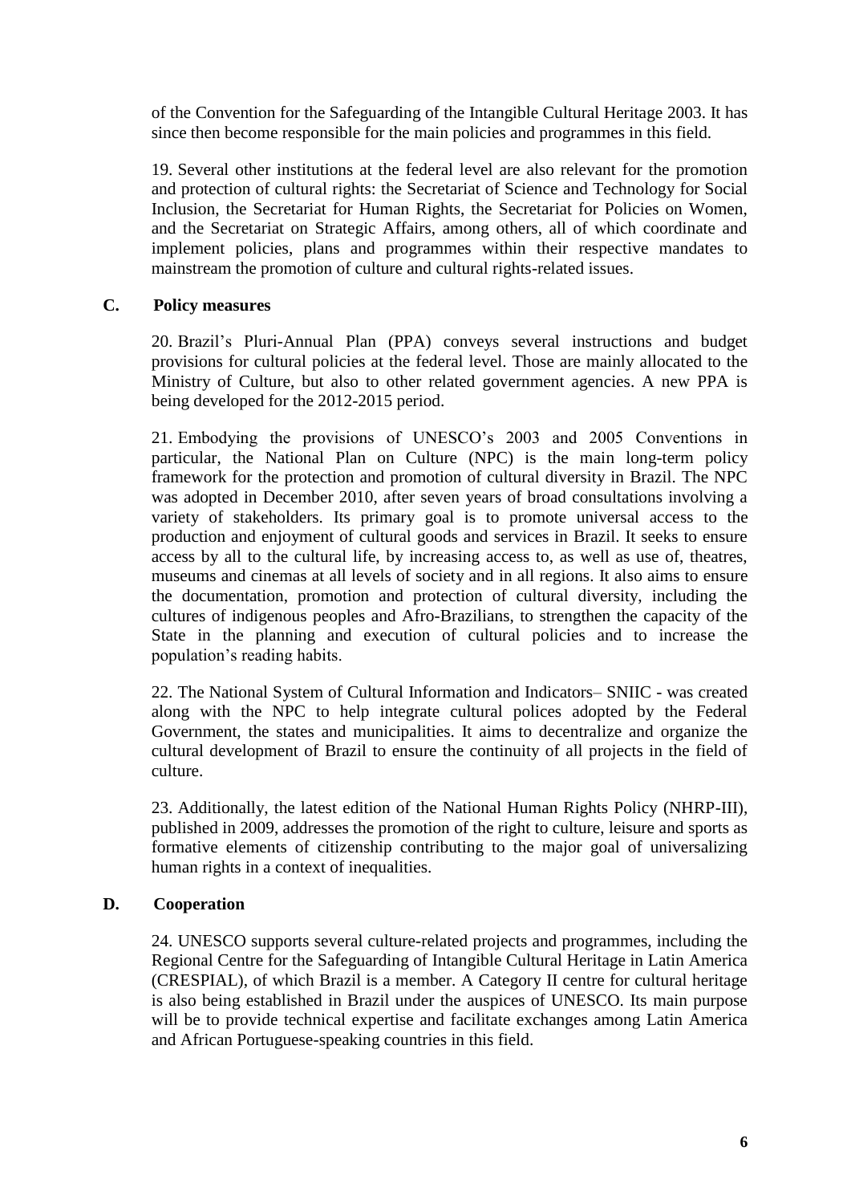of the Convention for the Safeguarding of the Intangible Cultural Heritage 2003. It has since then become responsible for the main policies and programmes in this field.

19. Several other institutions at the federal level are also relevant for the promotion and protection of cultural rights: the Secretariat of Science and Technology for Social Inclusion, the Secretariat for Human Rights, the Secretariat for Policies on Women, and the Secretariat on Strategic Affairs, among others, all of which coordinate and implement policies, plans and programmes within their respective mandates to mainstream the promotion of culture and cultural rights-related issues.

### C. Policy measures

20. Brazil's Pluri-Annual Plan (PPA) conveys several instructions and budget provisions for cultural policies at the federal level. Those are mainly allocated to the Ministry of Culture, but also to other related government agencies. A new PPA is being developed for the 2012-2015 period.

21. Embodying the provisions of UNESCO's 2003 and 2005 Conventions in particular, the National Plan on Culture (NPC) is the main long-term policy framework for the protection and promotion of cultural diversity in Brazil. The NPC was adopted in December 2010, after seven years of broad consultations involving a variety of stakeholders. Its primary goal is to promote universal access to the production and enjoyment of cultural goods and services in Brazil. It seeks to ensure access by all to the cultural life, by increasing access to, as well as use of, theatres, museums and cinemas at all levels of society and in all regions. It also aims to ensure the documentation, promotion and protection of cultural diversity, including the cultures of indigenous peoples and Afro-Brazilians, to strengthen the capacity of the State in the planning and execution of cultural policies and to increase the population's reading habits.

22. The National System of Cultural Information and Indicators– SNIIC - was created along with the NPC to help integrate cultural polices adopted by the Federal Government, the states and municipalities. It aims to decentralize and organize the cultural development of Brazil to ensure the continuity of all projects in the field of culture.

23. Additionally, the latest edition of the National Human Rights Policy (NHRP-III), published in 2009, addresses the promotion of the right to culture, leisure and sports as formative elements of citizenship contributing to the major goal of universalizing human rights in a context of inequalities.

### D. Cooperation

24. UNESCO supports several culture-related projects and programmes, including the Regional Centre for the Safeguarding of Intangible Cultural Heritage in Latin America (CRESPIAL), of which Brazil is a member. A Category II centre for cultural heritage is also being established in Brazil under the auspices of UNESCO. Its main purpose will be to provide technical expertise and facilitate exchanges among Latin America and African Portuguese-speaking countries in this field.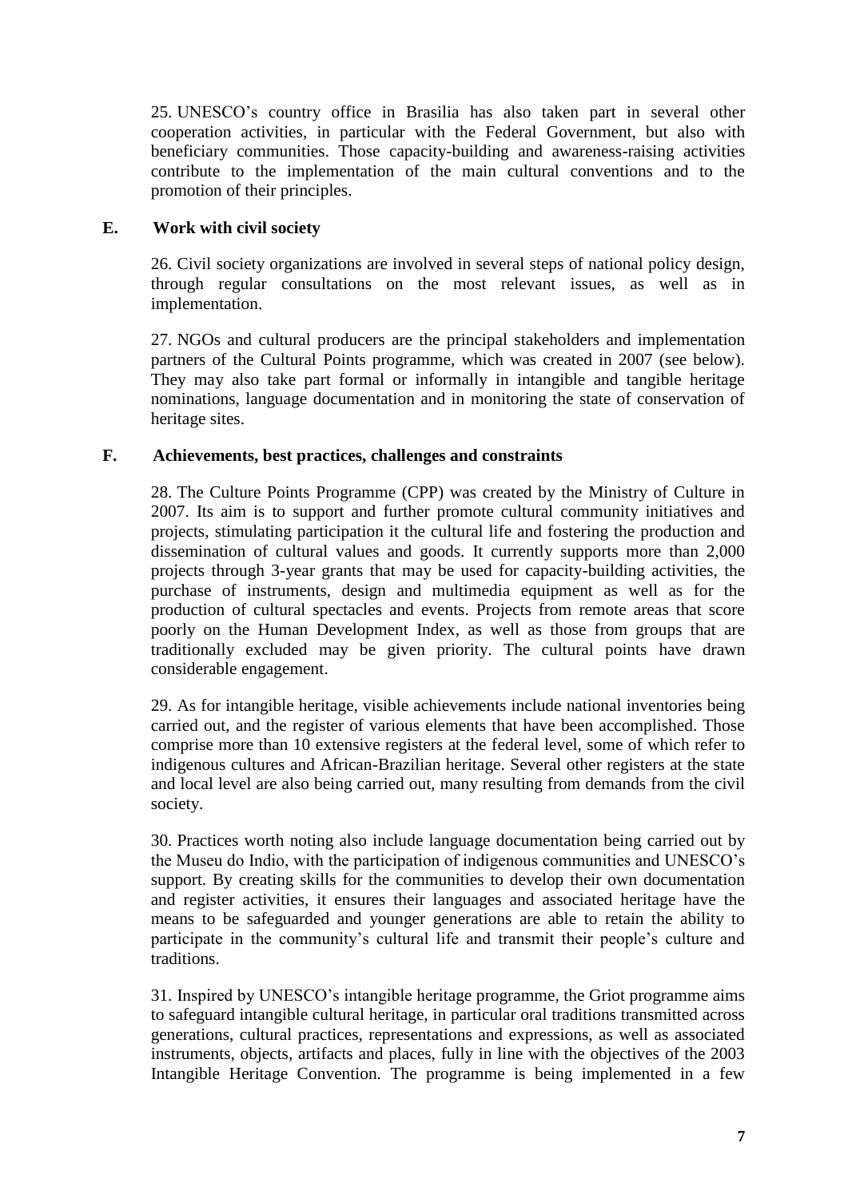25. UNESCO's country office in Brasilia has also taken part in several other cooperation activities, in particular with the Federal Government, but also with beneficiary communities. Those capacity-building and awareness-raising activities contribute to the implementation of the main cultural conventions and to the promotion of their principles.

### E. Work with civil society

26. Civil society organizations are involved in several steps of national policy design, through regular consultations on the most relevant issues, as well as in implementation.

27. NGOs and cultural producers are the principal stakeholders and implementation partners of the Cultural Points programme, which was created in 2007 (see below). They may also take part formal or informally in intangible and tangible heritage nominations, language documentation and in monitoring the state of conservation of heritage sites.

### F. Achievements, best practices, challenges and constraints

28. The Culture Points Programme (CPP) was created by the Ministry of Culture in 2007. Its aim is to support and further promote cultural community initiatives and projects, stimulating participation it the cultural life and fostering the production and dissemination of cultural values and goods. It currently supports more than 2,000 projects through 3-year grants that may be used for capacity-building activities, the purchase of instruments, design and multimedia equipment as well as for the production of cultural spectacles and events. Projects from remote areas that score poorly on the Human Development Index, as well as those from groups that are traditionally excluded may be given priority. The cultural points have drawn considerable engagement.

29. As for intangible heritage, visible achievements include national inventories being carried out, and the register of various elements that have been accomplished. Those comprise more than 10 extensive registers at the federal level, some of which refer to indigenous cultures and African-Brazilian heritage. Several other registers at the state and local level are also being carried out, many resulting from demands from the civil society.

30. Practices worth noting also include language documentation being carried out by the Museu do Indio, with the participation of indigenous communities and UNESCO's support. By creating skills for the communities to develop their own documentation and register activities, it ensures their languages and associated heritage have the means to be safeguarded and younger generations are able to retain the ability to participate in the community's cultural life and transmit their people's culture and traditions.

31. Inspired by UNESCO's intangible heritage programme, the Griot programme aims to safeguard intangible cultural heritage, in particular oral traditions transmitted across generations, cultural practices, representations and expressions, as well as associated instruments, objects, artifacts and places, fully in line with the objectives of the 2003 Intangible Heritage Convention. The programme is being implemented in a few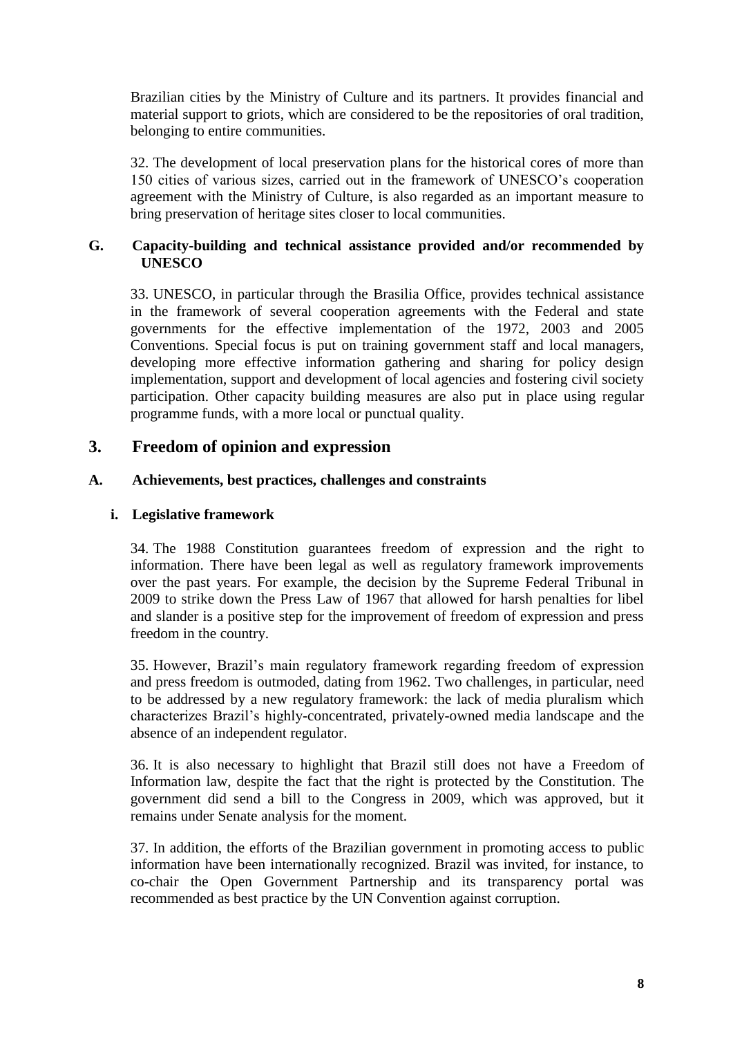Brazilian cities by the Ministry of Culture and its partners. It provides financial and material support to griots, which are considered to be the repositories of oral tradition, belonging to entire communities.

32. The development of local preservation plans for the historical cores of more than 150 cities of various sizes, carried out in the framework of UNESCO's cooperation agreement with the Ministry of Culture, is also regarded as an important measure to bring preservation of heritage sites closer to local communities.

### G. Capacity-building and technical assistance provided and/or recommended by UNESCO

33. UNESCO, in particular through the Brasilia Office, provides technical assistance in the framework of several cooperation agreements with the Federal and state governments for the effective implementation of the 1972, 2003 and 2005 Conventions. Special focus is put on training government staff and local managers, developing more effective information gathering and sharing for policy design implementation, support and development of local agencies and fostering civil society participation. Other capacity building measures are also put in place using regular programme funds, with a more local or punctual quality.

## 3. Freedom of opinion and expression

### A. Achievements, best practices, challenges and constraints

#### i. Legislative framework

34. The 1988 Constitution guarantees freedom of expression and the right to information. There have been legal as well as regulatory framework improvements over the past years. For example, the decision by the Supreme Federal Tribunal in 2009 to strike down the Press Law of 1967 that allowed for harsh penalties for libel and slander is a positive step for the improvement of freedom of expression and press freedom in the country.

35. However, Brazil's main regulatory framework regarding freedom of expression and press freedom is outmoded, dating from 1962. Two challenges, in particular, need to be addressed by a new regulatory framework: the lack of media pluralism which characterizes Brazil's highly-concentrated, privately-owned media landscape and the absence of an independent regulator.

36. It is also necessary to highlight that Brazil still does not have a Freedom of Information law, despite the fact that the right is protected by the Constitution. The government did send a bill to the Congress in 2009, which was approved, but it remains under Senate analysis for the moment.

37. In addition, the efforts of the Brazilian government in promoting access to public information have been internationally recognized. Brazil was invited, for instance, to co-chair the Open Government Partnership and its transparency portal was recommended as best practice by the UN Convention against corruption.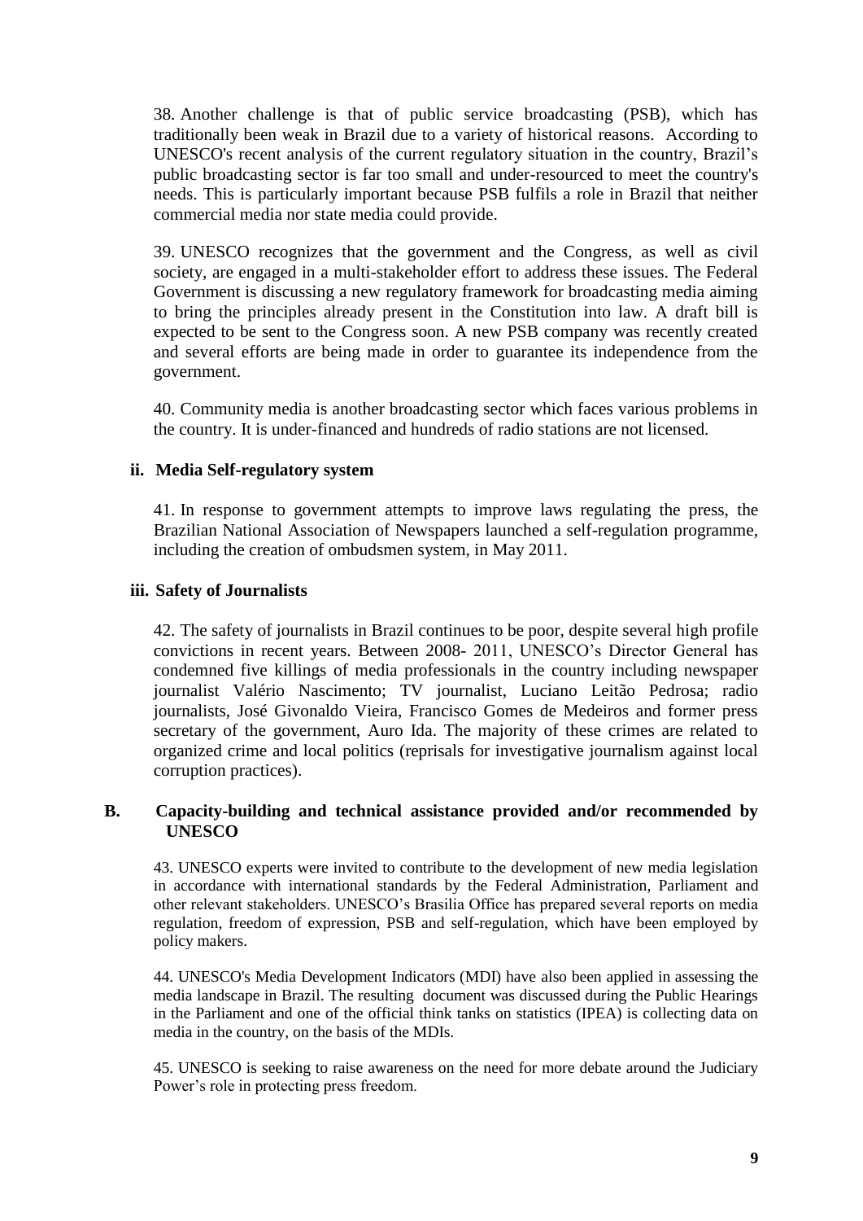38. Another challenge is that of public service broadcasting (PSB), which has traditionally been weak in Brazil due to a variety of historical reasons. According to UNESCO's recent analysis of the current regulatory situation in the country, Brazil's public broadcasting sector is far too small and under-resourced to meet the country's needs. This is particularly important because PSB fulfils a role in Brazil that neither commercial media nor state media could provide.

39. UNESCO recognizes that the government and the Congress, as well as civil society, are engaged in a multi-stakeholder effort to address these issues. The Federal Government is discussing a new regulatory framework for broadcasting media aiming to bring the principles already present in the Constitution into law. A draft bill is expected to be sent to the Congress soon. A new PSB company was recently created and several efforts are being made in order to guarantee its independence from the government.

40. Community media is another broadcasting sector which faces various problems in the country. It is under-financed and hundreds of radio stations are not licensed.

### ii. Media Self-regulatory system

41. In response to government attempts to improve laws regulating the press, the Brazilian National Association of Newspapers launched a self-regulation programme, including the creation of ombudsmen system, in May 2011.

### iii. Safety of Journalists

42. The safety of journalists in Brazil continues to be poor, despite several high profile convictions in recent years. Between 2008- 2011, UNESCO's Director General has condemned five killings of media professionals in the country including newspaper journalist Valério Nascimento; TV journalist, Luciano Leitão Pedrosa; radio journalists, José Givonaldo Vieira, Francisco Gomes de Medeiros and former press secretary of the government, Auro Ida. The majority of these crimes are related to organized crime and local politics (reprisals for investigative journalism against local corruption practices).

## B. Capacity-building and technical assistance provided and/or recommended by UNESCO

43. UNESCO experts were invited to contribute to the development of new media legislation in accordance with international standards by the Federal Administration, Parliament and other relevant stakeholders. UNESCO's Brasilia Office has prepared several reports on media regulation, freedom of expression, PSB and self-regulation, which have been employed by policy makers.

44. UNESCO's Media Development Indicators (MDI) have also been applied in assessing the media landscape in Brazil. The resulting document was discussed during the Public Hearings in the Parliament and one of the official think tanks on statistics (IPEA) is collecting data on media in the country, on the basis of the MDIs.

45. UNESCO is seeking to raise awareness on the need for more debate around the Judiciary Power's role in protecting press freedom.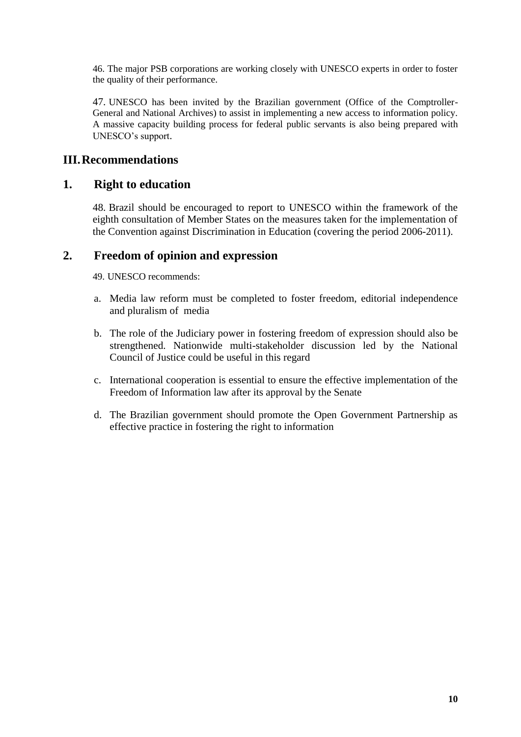46. The major PSB corporations are working closely with UNESCO experts in order to foster the quality of their performance.

47. UNESCO has been invited by the Brazilian government (Office of the Comptroller-General and National Archives) to assist in implementing a new access to information policy. A massive capacity building process for federal public servants is also being prepared with UNESCO's support.

## III. Recommendations

### 1. Right to education

48. Brazil should be encouraged to report to UNESCO within the framework of the eighth consultation of Member States on the measures taken for the implementation of the Convention against Discrimination in Education (covering the period 2006-2011).

### 2. Freedom of opinion and expression

49. UNESCO recommends:

a. Media law reform must be completed to foster freedom, editorial independence and pluralism of media

b. The role of the Judiciary power in fostering freedom of expression should also be strengthened. Nationwide multi-stakeholder discussion led by the National Council of Justice could be useful in this regard

c. International cooperation is essential to ensure the effective implementation of the Freedom of Information law after its approval by the Senate

d. The Brazilian government should promote the Open Government Partnership as effective practice in fostering the right to information